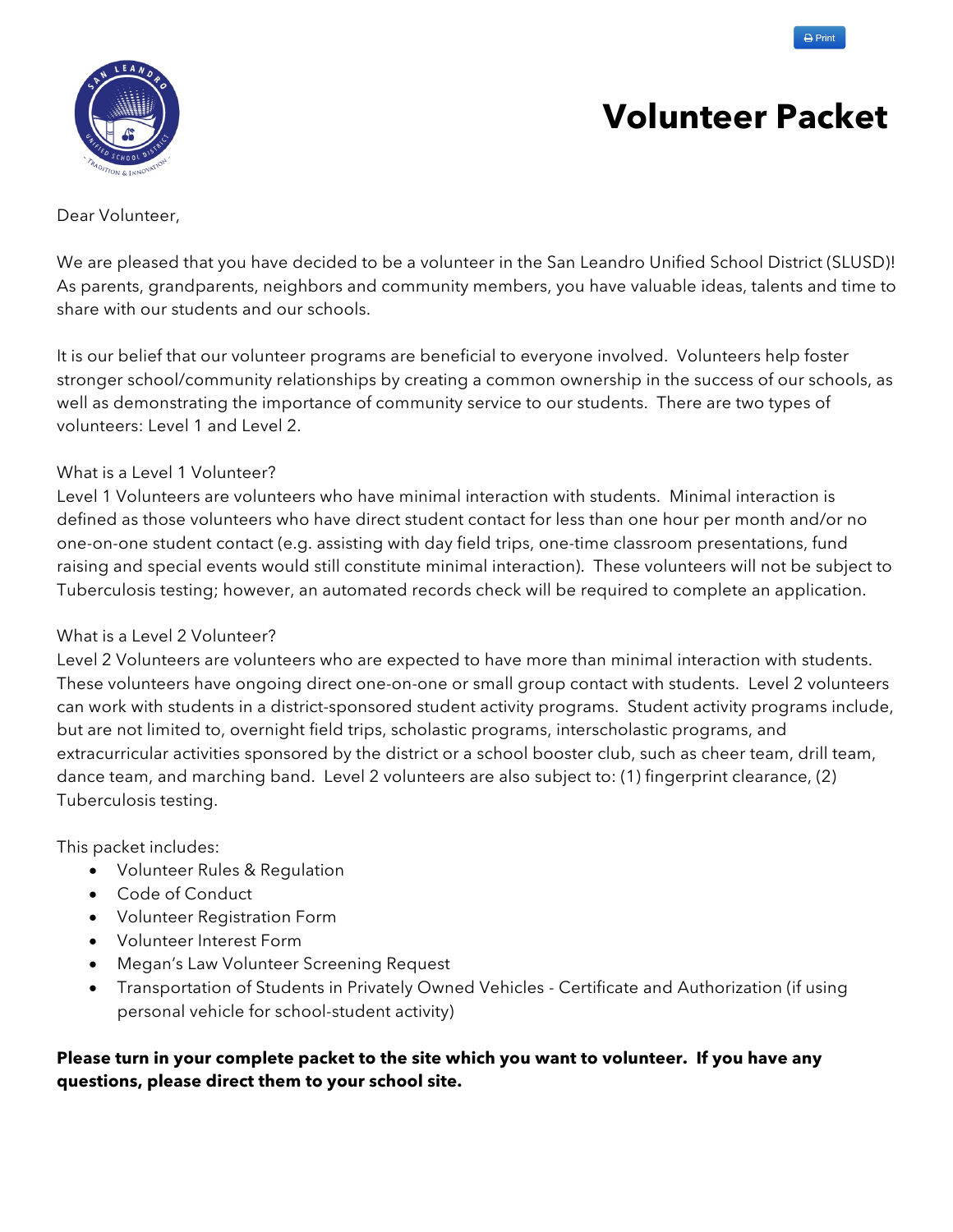# Volunteer Packet

Dear Volunteer,

We are pleased that you have decided to be a volunteer in the San Leandro Unified School District (SLUSD)! As parents, grandparents, neighbors and community members, you have valuable ideas, talents and time to share with our students and our schools.

It is our belief that our volunteer programs are beneficial to everyone involved. Volunteers help foster stronger school/community relationships by creating a common ownership in the success of our schools, as well as demonstrating the importance of community service to our students. There are two types of volunteers: Level 1 and Level 2.

What is a Level 1 Volunteer?

Level 1 Volunteers are volunteers who have minimal interaction with students. Minimal interaction is defined as those volunteers who have direct student contact for less than one hour per month and/or no one-on-one student contact (e.g. assisting with day field trips, one-time classroom presentations, fund raising and special events would still constitute minimal interaction). These volunteers will not be subject to Tuberculosis testing; however, an automated records check will be required to complete an application.

What is a Level 2 Volunteer?

Level 2 Volunteers are volunteers who are expected to have more than minimal interaction with students. These volunteers have ongoing direct one-on-one or small group contact with students. Level 2 volunteers can work with students in a district-sponsored student activity programs. Student activity programs include, but are not limited to, overnight field trips, scholastic programs, interscholastic programs, and extracurricular activities sponsored by the district or a school booster club, such as cheer team, drill team, dance team, and marching band. Level 2 volunteers are also subject to: (1) fingerprint clearance, (2) Tuberculosis testing.

This packet includes:

- Volunteer Rules & Regulation
- Code of Conduct
- Volunteer Registration Form
- Volunteer Interest Form
- Megan's Law Volunteer Screening Request
- Transportation of Students in Privately Owned Vehicles - Certificate and Authorization (if using personal vehicle for school-student activity)

**Please turn in your complete packet to the site which you want to volunteer. If you have any questions, please direct them to your school site.**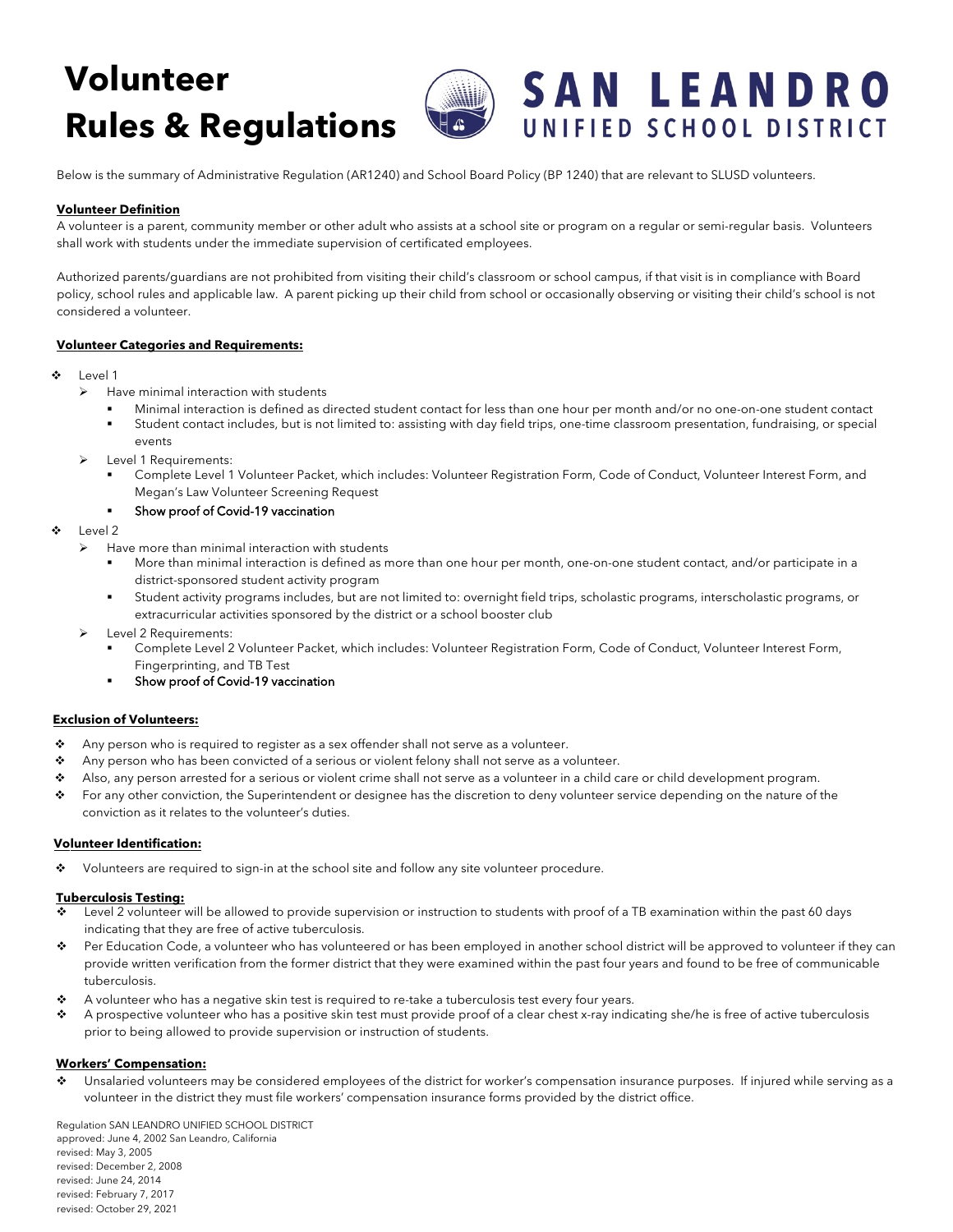# Volunteer Rules & Regulations

**SAN LEANDRO UNIFIED SCHOOL DISTRICT**

Below is the summary of Administrative Regulation (AR1240) and School Board Policy (BP 1240) that are relevant to SLUSD volunteers.

**Volunteer Definition**

A volunteer is a parent, community member or other adult who assists at a school site or program on a regular or semi-regular basis. Volunteers shall work with students under the immediate supervision of certificated employees.

Authorized parents/guardians are not prohibited from visiting their child's classroom or school campus, if that visit is in compliance with Board policy, school rules and applicable law. A parent picking up their child from school or occasionally observing or visiting their child's school is not considered a volunteer.

**Volunteer Categories and Requirements:**

- Level 1
  - Have minimal interaction with students
    - Minimal interaction is defined as directed student contact for less than one hour per month and/or no one-on-one student contact
    - Student contact includes, but is not limited to: assisting with day field trips, one-time classroom presentation, fundraising, or special events
  - Level 1 Requirements:
    - Complete Level 1 Volunteer Packet, which includes: Volunteer Registration Form, Code of Conduct, Volunteer Interest Form, and Megan's Law Volunteer Screening Request
    - Show proof of Covid-19 vaccination
- Level 2
  - Have more than minimal interaction with students
    - More than minimal interaction is defined as more than one hour per month, one-on-one student contact, and/or participate in a district-sponsored student activity program
    - Student activity programs includes, but are not limited to: overnight field trips, scholastic programs, interscholastic programs, or extracurricular activities sponsored by the district or a school booster club
  - Level 2 Requirements:
    - Complete Level 2 Volunteer Packet, which includes: Volunteer Registration Form, Code of Conduct, Volunteer Interest Form, Fingerprinting, and TB Test
    - Show proof of Covid-19 vaccination

**Exclusion of Volunteers:**

- Any person who is required to register as a sex offender shall not serve as a volunteer.
- Any person who has been convicted of a serious or violent felony shall not serve as a volunteer.
- Also, any person arrested for a serious or violent crime shall not serve as a volunteer in a child care or child development program.
- For any other conviction, the Superintendent or designee has the discretion to deny volunteer service depending on the nature of the conviction as it relates to the volunteer's duties.

**Volunteer Identification:**

- Volunteers are required to sign-in at the school site and follow any site volunteer procedure.

**Tuberculosis Testing:**

- Level 2 volunteer will be allowed to provide supervision or instruction to students with proof of a TB examination within the past 60 days indicating that they are free of active tuberculosis.
- Per Education Code, a volunteer who has volunteered or has been employed in another school district will be approved to volunteer if they can provide written verification from the former district that they were examined within the past four years and found to be free of communicable tuberculosis.
- A volunteer who has a negative skin test is required to re-take a tuberculosis test every four years.
- A prospective volunteer who has a positive skin test must provide proof of a clear chest x-ray indicating she/he is free of active tuberculosis prior to being allowed to provide supervision or instruction of students.

**Workers' Compensation:**

- Unsalaried volunteers may be considered employees of the district for worker's compensation insurance purposes. If injured while serving as a volunteer in the district they must file workers' compensation insurance forms provided by the district office.

Regulation SAN LEANDRO UNIFIED SCHOOL DISTRICT
approved: June 4, 2002 San Leandro, California
revised: May 3, 2005
revised: December 2, 2008
revised: June 24, 2014
revised: February 7, 2017
revised: October 29, 2021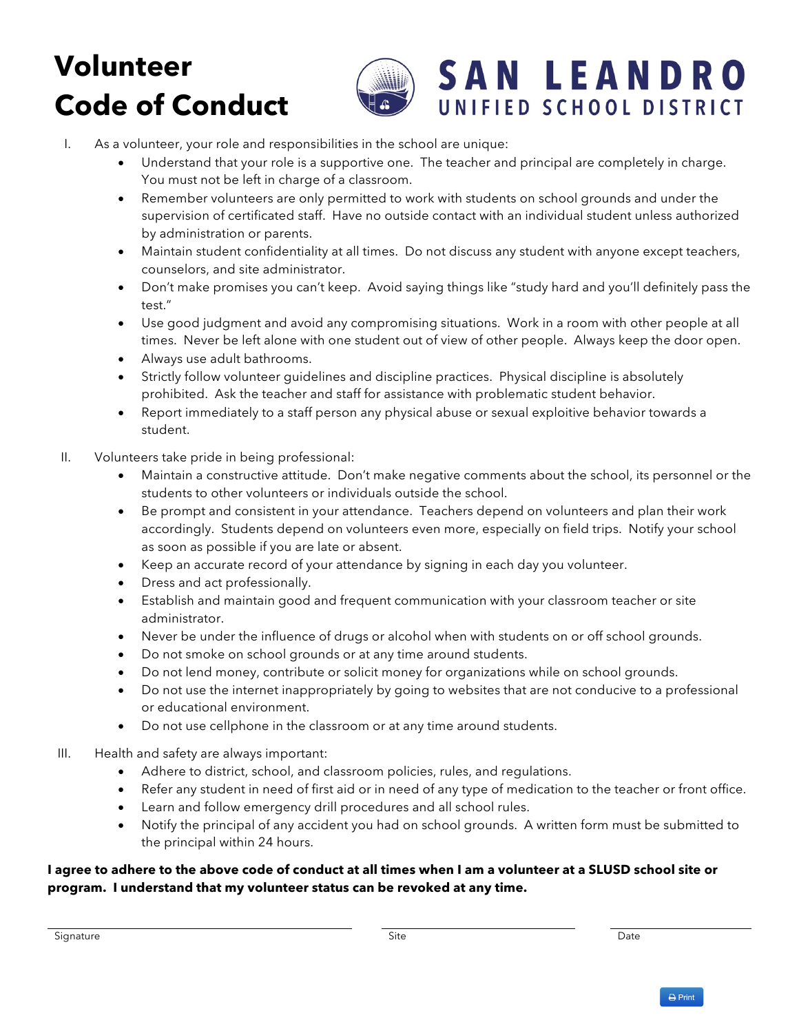# Volunteer Code of Conduct

**SAN LEANDRO UNIFIED SCHOOL DISTRICT**

I. As a volunteer, your role and responsibilities in the school are unique:
   - Understand that your role is a supportive one. The teacher and principal are completely in charge. You must not be left in charge of a classroom.
   - Remember volunteers are only permitted to work with students on school grounds and under the supervision of certificated staff. Have no outside contact with an individual student unless authorized by administration or parents.
   - Maintain student confidentiality at all times. Do not discuss any student with anyone except teachers, counselors, and site administrator.
   - Don't make promises you can't keep. Avoid saying things like "study hard and you'll definitely pass the test."
   - Use good judgment and avoid any compromising situations. Work in a room with other people at all times. Never be left alone with one student out of view of other people. Always keep the door open.
   - Always use adult bathrooms.
   - Strictly follow volunteer guidelines and discipline practices. Physical discipline is absolutely prohibited. Ask the teacher and staff for assistance with problematic student behavior.
   - Report immediately to a staff person any physical abuse or sexual exploitive behavior towards a student.

II. Volunteers take pride in being professional:
   - Maintain a constructive attitude. Don't make negative comments about the school, its personnel or the students to other volunteers or individuals outside the school.
   - Be prompt and consistent in your attendance. Teachers depend on volunteers and plan their work accordingly. Students depend on volunteers even more, especially on field trips. Notify your school as soon as possible if you are late or absent.
   - Keep an accurate record of your attendance by signing in each day you volunteer.
   - Dress and act professionally.
   - Establish and maintain good and frequent communication with your classroom teacher or site administrator.
   - Never be under the influence of drugs or alcohol when with students on or off school grounds.
   - Do not smoke on school grounds or at any time around students.
   - Do not lend money, contribute or solicit money for organizations while on school grounds.
   - Do not use the internet inappropriately by going to websites that are not conducive to a professional or educational environment.
   - Do not use cellphone in the classroom or at any time around students.

III. Health and safety are always important:
   - Adhere to district, school, and classroom policies, rules, and regulations.
   - Refer any student in need of first aid or in need of any type of medication to the teacher or front office.
   - Learn and follow emergency drill procedures and all school rules.
   - Notify the principal of any accident you had on school grounds. A written form must be submitted to the principal within 24 hours.

**I agree to adhere to the above code of conduct at all times when I am a volunteer at a SLUSD school site or program. I understand that my volunteer status can be revoked at any time.**

Signature ____________________ Site ____________________ Date ____________________

Print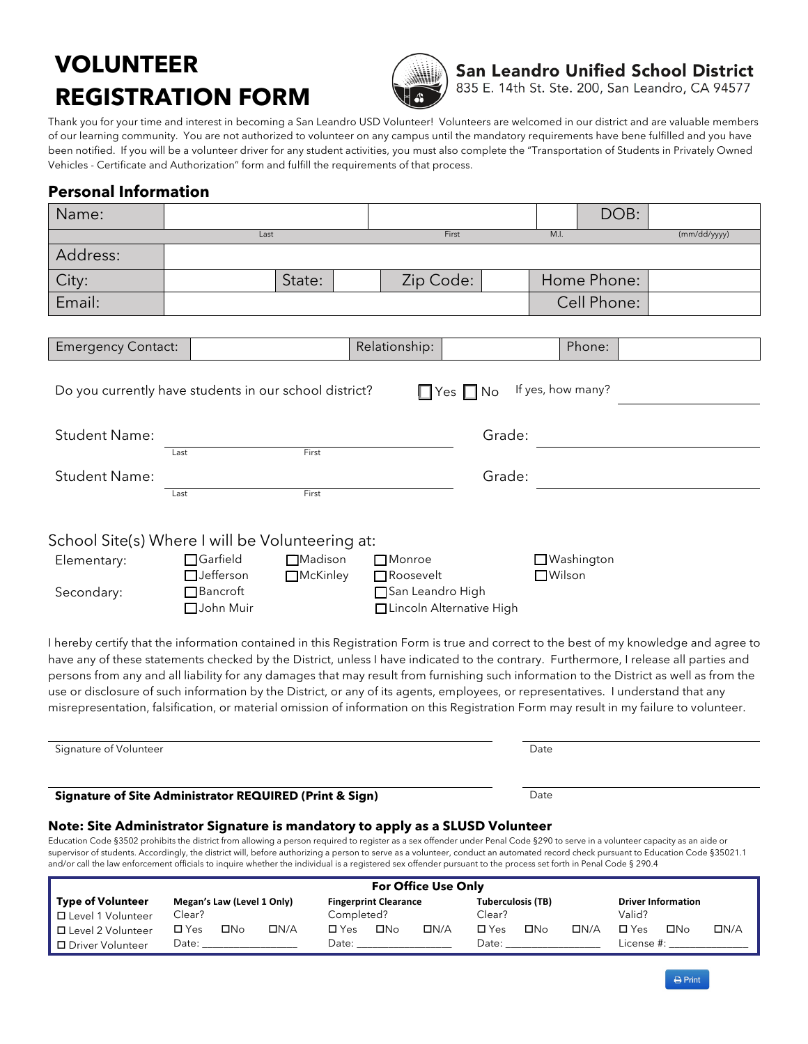# VOLUNTEER REGISTRATION FORM

**San Leandro Unified School District**
835 E. 14th St. Ste. 200, San Leandro, CA 94577

Thank you for your time and interest in becoming a San Leandro USD Volunteer! Volunteers are welcomed in our district and are valuable members of our learning community. You are not authorized to volunteer on any campus until the mandatory requirements have bene fulfilled and you have been notified. If you will be a volunteer driver for any student activities, you must also complete the "Transportation of Students in Privately Owned Vehicles - Certificate and Authorization" form and fulfill the requirements of that process.

## Personal Information

| Name: | | | | | DOB: | |
|---|---|---|---|---|---|---|
| | Last | | First | M.I. | | (mm/dd/yyyy) |
| Address: | | | | | | |
| City: | | State: | | Zip Code: | Home Phone: | |
| Email: | | | | | Cell Phone: | |

| Emergency Contact: | | Relationship: | | Phone: | |
|---|---|---|---|---|---|

Do you currently have students in our school district? ☐ Yes ☐ No If yes, how many? ___________

Student Name: ______________________________ Grade: ______________
(Last, First)

Student Name: ______________________________ Grade: ______________
(Last, First)

School Site(s) Where I will be Volunteering at:

Elementary: ☐ Garfield ☐ Madison ☐ Monroe ☐ Washington ☐ Jefferson ☐ McKinley ☐ Roosevelt ☐ Wilson

Secondary: ☐ Bancroft ☐ San Leandro High ☐ John Muir ☐ Lincoln Alternative High

I hereby certify that the information contained in this Registration Form is true and correct to the best of my knowledge and agree to have any of these statements checked by the District, unless I have indicated to the contrary. Furthermore, I release all parties and persons from any and all liability for any damages that may result from furnishing such information to the District as well as from the use or disclosure of such information by the District, or any of its agents, employees, or representatives. I understand that any misrepresentation, falsification, or material omission of information on this Registration Form may result in my failure to volunteer.

______________________________________________ ____________________
Signature of Volunteer Date

______________________________________________ ____________________
**Signature of Site Administrator REQUIRED (Print & Sign)** Date

**Note: Site Administrator Signature is mandatory to apply as a SLUSD Volunteer**

Education Code §3502 prohibits the district from allowing a person required to register as a sex offender under Penal Code §290 to serve in a volunteer capacity as an aide or supervisor of students. Accordingly, the district will, before authorizing a person to serve as a volunteer, conduct an automated record check pursuant to Education Code §35021.1 and/or call the law enforcement officials to inquire whether the individual is a registered sex offender pursuant to the process set forth in Penal Code § 290.4

| **For Office Use Only** | | | | |
|---|---|---|---|---|
| **Type of Volunteer** | **Megan's Law (Level 1 Only)** | **Fingerprint Clearance** | **Tuberculosis (TB)** | **Driver Information** |
| ☐ Level 1 Volunteer | Clear? | Completed? | Clear? | Valid? |
| ☐ Level 2 Volunteer | ☐ Yes ☐ No ☐ N/A | ☐ Yes ☐ No ☐ N/A | ☐ Yes ☐ No ☐ N/A | ☐ Yes ☐ No ☐ N/A |
| ☐ Driver Volunteer | Date: ____________ | Date: ____________ | Date: ____________ | License #: ____________ |

Print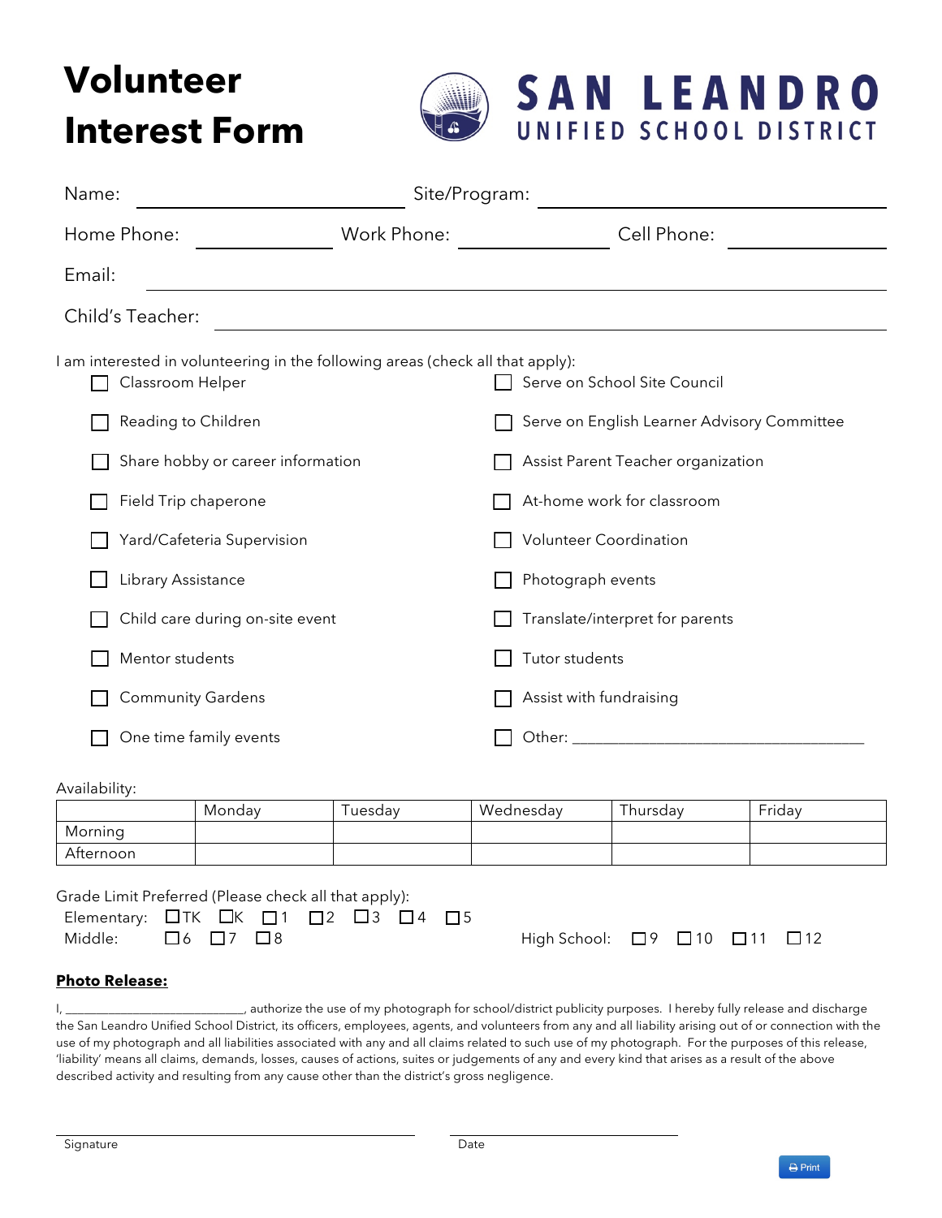# Volunteer Interest Form

**SAN LEANDRO**
**UNIFIED SCHOOL DISTRICT**

Name: ____________________ Site/Program: ____________________

Home Phone: __________ Work Phone: __________ Cell Phone: __________

Email: ________________________________________

Child's Teacher: ________________________________________

I am interested in volunteering in the following areas (check all that apply):

- ☐ Classroom Helper
- ☐ Reading to Children
- ☐ Share hobby or career information
- ☐ Field Trip chaperone
- ☐ Yard/Cafeteria Supervision
- ☐ Library Assistance
- ☐ Child care during on-site event
- ☐ Mentor students
- ☐ Community Gardens
- ☐ One time family events
- ☐ Serve on School Site Council
- ☐ Serve on English Learner Advisory Committee
- ☐ Assist Parent Teacher organization
- ☐ At-home work for classroom
- ☐ Volunteer Coordination
- ☐ Photograph events
- ☐ Translate/interpret for parents
- ☐ Tutor students
- ☐ Assist with fundraising
- ☐ Other: ____________________________________

Availability:

| | Monday | Tuesday | Wednesday | Thursday | Friday |
|---|---|---|---|---|---|
| Morning | | | | | |
| Afternoon | | | | | |

Grade Limit Preferred (Please check all that apply):

Elementary: ☐TK ☐K ☐1 ☐2 ☐3 ☐4 ☐5

Middle: ☐6 ☐7 ☐8

High School: ☐9 ☐10 ☐11 ☐12

**Photo Release:**

I, ___________________________, authorize the use of my photograph for school/district publicity purposes. I hereby fully release and discharge the San Leandro Unified School District, its officers, employees, agents, and volunteers from any and all liability arising out of or connection with the use of my photograph and all liabilities associated with any and all claims related to such use of my photograph. For the purposes of this release, 'liability' means all claims, demands, losses, causes of actions, suites or judgements of any and every kind that arises as a result of the above described activity and resulting from any cause other than the district's gross negligence.

______________________________ Signature

______________________ Date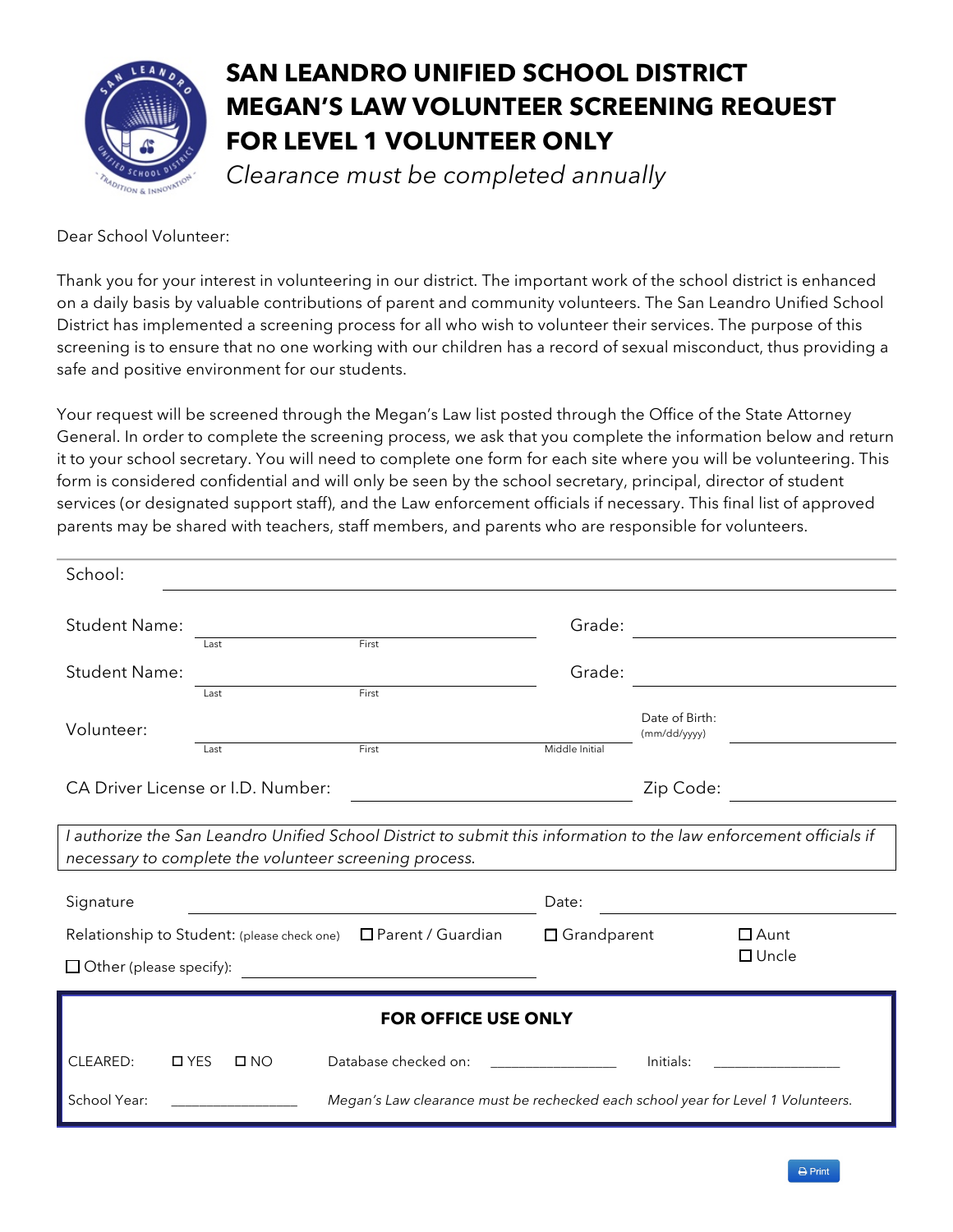# SAN LEANDRO UNIFIED SCHOOL DISTRICT
# MEGAN'S LAW VOLUNTEER SCREENING REQUEST
# FOR LEVEL 1 VOLUNTEER ONLY

*Clearance must be completed annually*

Dear School Volunteer:

Thank you for your interest in volunteering in our district. The important work of the school district is enhanced on a daily basis by valuable contributions of parent and community volunteers. The San Leandro Unified School District has implemented a screening process for all who wish to volunteer their services. The purpose of this screening is to ensure that no one working with our children has a record of sexual misconduct, thus providing a safe and positive environment for our students.

Your request will be screened through the Megan's Law list posted through the Office of the State Attorney General. In order to complete the screening process, we ask that you complete the information below and return it to your school secretary. You will need to complete one form for each site where you will be volunteering. This form is considered confidential and will only be seen by the school secretary, principal, director of student services (or designated support staff), and the Law enforcement officials if necessary. This final list of approved parents may be shared with teachers, staff members, and parents who are responsible for volunteers.

School: ______________________________

Student Name: ______________ (Last) ______________ (First) Grade: ______________

Student Name: ______________ (Last) ______________ (First) Grade: ______________

Volunteer: ______________ (Last) ______________ (First) ______________ (Middle Initial) Date of Birth: (mm/dd/yyyy) ______________

CA Driver License or I.D. Number: ______________ Zip Code: ______________

*I authorize the San Leandro Unified School District to submit this information to the law enforcement officials if necessary to complete the volunteer screening process.*

Signature ______________________________ Date: ______________

Relationship to Student: (please check one) ☐ Parent / Guardian ☐ Grandparent ☐ Aunt ☐ Uncle

☐ Other (please specify): ______________________________

**FOR OFFICE USE ONLY**

CLEARED: ☐ YES ☐ NO Database checked on: ______________ Initials: ______________

School Year: ______________ *Megan's Law clearance must be rechecked each school year for Level 1 Volunteers.*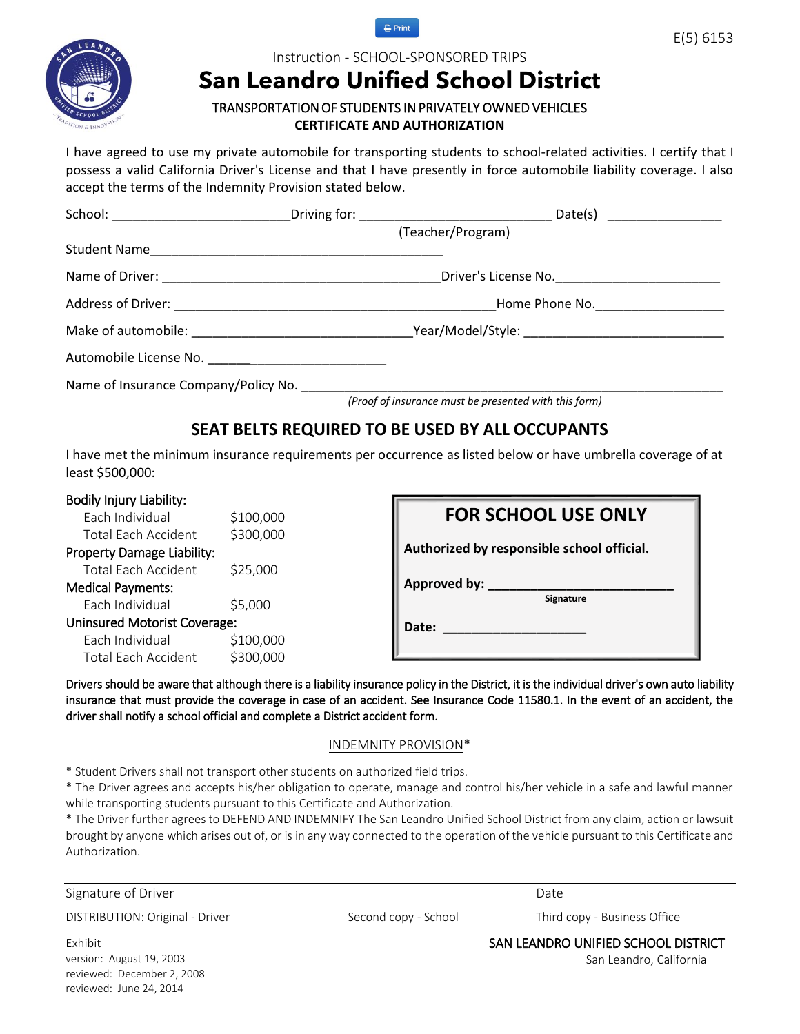E(5) 6153

Instruction - SCHOOL-SPONSORED TRIPS

# San Leandro Unified School District

TRANSPORTATION OF STUDENTS IN PRIVATELY OWNED VEHICLES

**CERTIFICATE AND AUTHORIZATION**

I have agreed to use my private automobile for transporting students to school-related activities. I certify that I possess a valid California Driver's License and that I have presently in force automobile liability coverage. I also accept the terms of the Indemnity Provision stated below.

School: ________________________ Driving for: __________________________ Date(s) _______________
(Teacher/Program)

Student Name________________________________________

Name of Driver: ______________________________________ Driver's License No.______________________

Address of Driver: ____________________________________________ Home Phone No.__________________

Make of automobile: ______________________________ Year/Model/Style: ___________________________

Automobile License No. ___________________________

Name of Insurance Company/Policy No. _____________________________________________________

*(Proof of insurance must be presented with this form)*

## SEAT BELTS REQUIRED TO BE USED BY ALL OCCUPANTS

I have met the minimum insurance requirements per occurrence as listed below or have umbrella coverage of at least $500,000:

| Coverage | Amount |
|---|---|
| **Bodily Injury Liability:** | |
| Each Individual | $100,000 |
| Total Each Accident | $300,000 |
| **Property Damage Liability:** | |
| Total Each Accident | $25,000 |
| **Medical Payments:** | |
| Each Individual | $5,000 |
| **Uninsured Motorist Coverage:** | |
| Each Individual | $100,000 |
| Total Each Accident | $300,000 |

**FOR SCHOOL USE ONLY**

**Authorized by responsible school official.**

**Approved by:** __________________________
Signature

**Date:** ____________________

Drivers should be aware that although there is a liability insurance policy in the District, it is the individual driver's own auto liability insurance that must provide the coverage in case of an accident. See Insurance Code 11580.1. In the event of an accident, the driver shall notify a school official and complete a District accident form.

INDEMNITY PROVISION*

* Student Drivers shall not transport other students on authorized field trips.
* The Driver agrees and accepts his/her obligation to operate, manage and control his/her vehicle in a safe and lawful manner while transporting students pursuant to this Certificate and Authorization.
* The Driver further agrees to DEFEND AND INDEMNIFY The San Leandro Unified School District from any claim, action or lawsuit brought by anyone which arises out of, or is in any way connected to the operation of the vehicle pursuant to this Certificate and Authorization.

_______________________________________________________________________________

Signature of Driver                                                                                     Date

DISTRIBUTION: Original - Driver          Second copy - School          Third copy - Business Office

Exhibit
version: August 19, 2003
reviewed: December 2, 2008
reviewed: June 24, 2014

SAN LEANDRO UNIFIED SCHOOL DISTRICT
San Leandro, California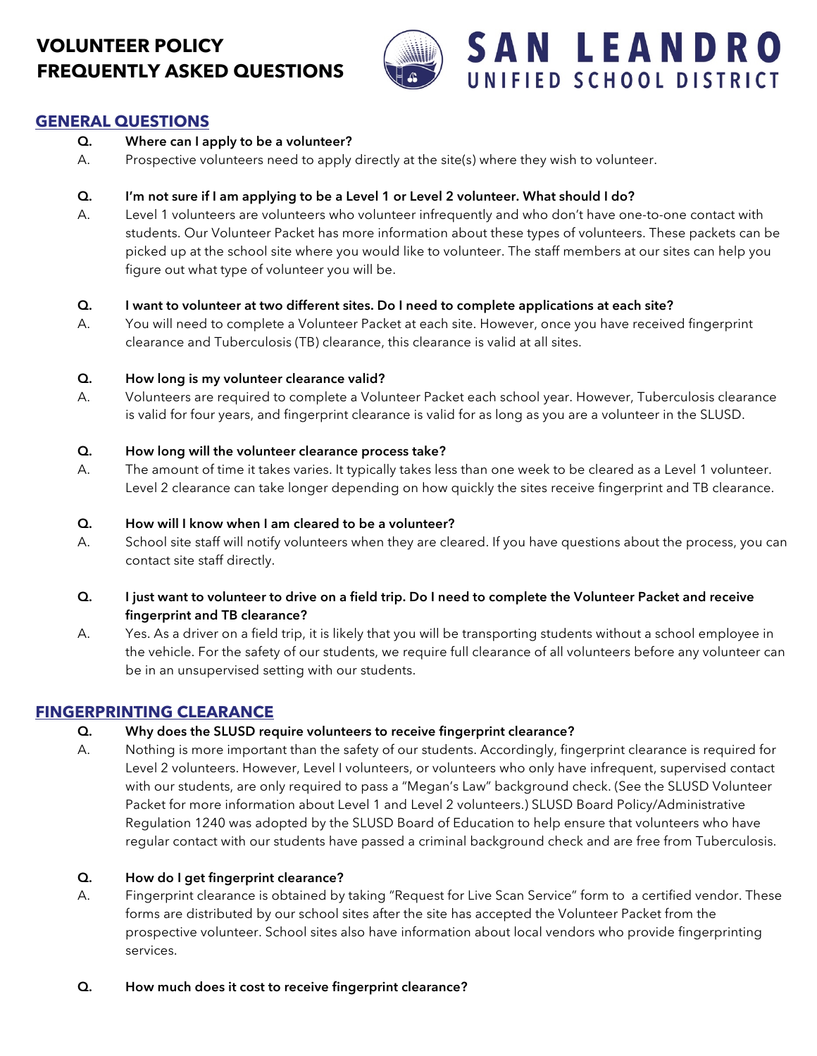# VOLUNTEER POLICY FREQUENTLY ASKED QUESTIONS

SAN LEANDRO UNIFIED SCHOOL DISTRICT

## GENERAL QUESTIONS

**Q. Where can I apply to be a volunteer?**

A. Prospective volunteers need to apply directly at the site(s) where they wish to volunteer.

**Q. I'm not sure if I am applying to be a Level 1 or Level 2 volunteer. What should I do?**

A. Level 1 volunteers are volunteers who volunteer infrequently and who don't have one-to-one contact with students. Our Volunteer Packet has more information about these types of volunteers. These packets can be picked up at the school site where you would like to volunteer. The staff members at our sites can help you figure out what type of volunteer you will be.

**Q. I want to volunteer at two different sites. Do I need to complete applications at each site?**

A. You will need to complete a Volunteer Packet at each site. However, once you have received fingerprint clearance and Tuberculosis (TB) clearance, this clearance is valid at all sites.

**Q. How long is my volunteer clearance valid?**

A. Volunteers are required to complete a Volunteer Packet each school year. However, Tuberculosis clearance is valid for four years, and fingerprint clearance is valid for as long as you are a volunteer in the SLUSD.

**Q. How long will the volunteer clearance process take?**

A. The amount of time it takes varies. It typically takes less than one week to be cleared as a Level 1 volunteer. Level 2 clearance can take longer depending on how quickly the sites receive fingerprint and TB clearance.

**Q. How will I know when I am cleared to be a volunteer?**

A. School site staff will notify volunteers when they are cleared. If you have questions about the process, you can contact site staff directly.

**Q. I just want to volunteer to drive on a field trip. Do I need to complete the Volunteer Packet and receive fingerprint and TB clearance?**

A. Yes. As a driver on a field trip, it is likely that you will be transporting students without a school employee in the vehicle. For the safety of our students, we require full clearance of all volunteers before any volunteer can be in an unsupervised setting with our students.

## FINGERPRINTING CLEARANCE

**Q. Why does the SLUSD require volunteers to receive fingerprint clearance?**

A. Nothing is more important than the safety of our students. Accordingly, fingerprint clearance is required for Level 2 volunteers. However, Level I volunteers, or volunteers who only have infrequent, supervised contact with our students, are only required to pass a "Megan's Law" background check. (See the SLUSD Volunteer Packet for more information about Level 1 and Level 2 volunteers.) SLUSD Board Policy/Administrative Regulation 1240 was adopted by the SLUSD Board of Education to help ensure that volunteers who have regular contact with our students have passed a criminal background check and are free from Tuberculosis.

**Q. How do I get fingerprint clearance?**

A. Fingerprint clearance is obtained by taking "Request for Live Scan Service" form to a certified vendor. These forms are distributed by our school sites after the site has accepted the Volunteer Packet from the prospective volunteer. School sites also have information about local vendors who provide fingerprinting services.

**Q. How much does it cost to receive fingerprint clearance?**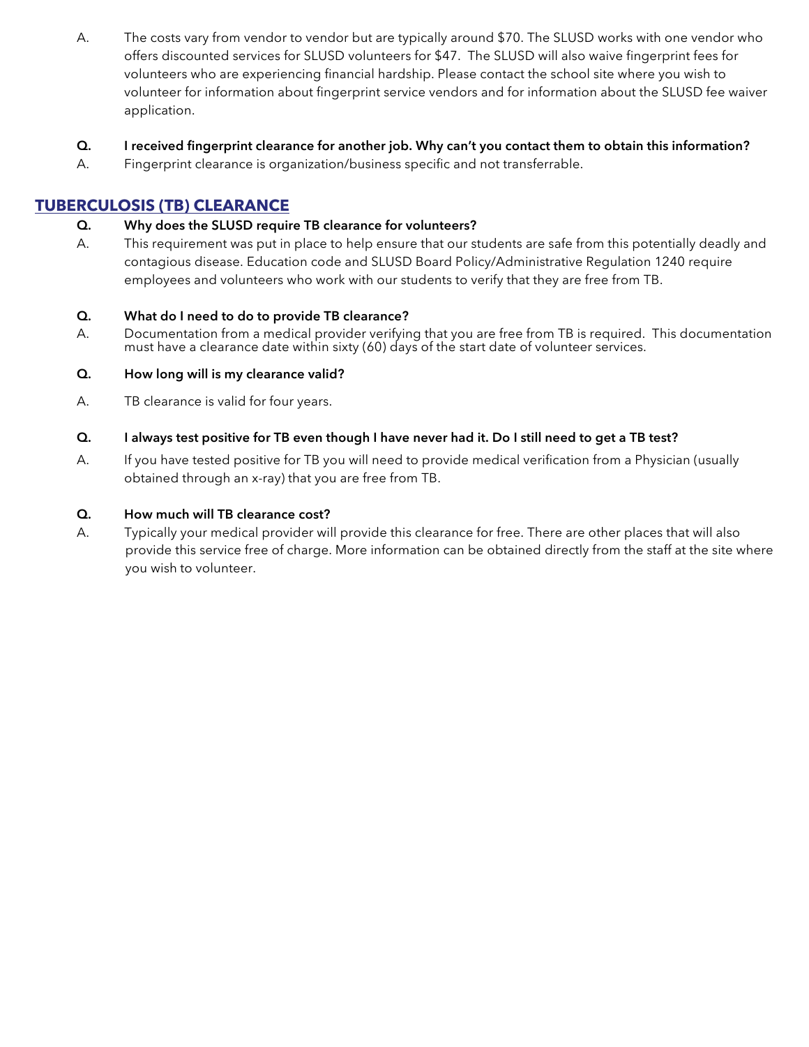A. The costs vary from vendor to vendor but are typically around $70. The SLUSD works with one vendor who offers discounted services for SLUSD volunteers for $47. The SLUSD will also waive fingerprint fees for volunteers who are experiencing financial hardship. Please contact the school site where you wish to volunteer for information about fingerprint service vendors and for information about the SLUSD fee waiver application.

**Q. I received fingerprint clearance for another job. Why can't you contact them to obtain this information?**

A. Fingerprint clearance is organization/business specific and not transferrable.

## TUBERCULOSIS (TB) CLEARANCE

**Q. Why does the SLUSD require TB clearance for volunteers?**

A. This requirement was put in place to help ensure that our students are safe from this potentially deadly and contagious disease. Education code and SLUSD Board Policy/Administrative Regulation 1240 require employees and volunteers who work with our students to verify that they are free from TB.

**Q. What do I need to do to provide TB clearance?**

A. Documentation from a medical provider verifying that you are free from TB is required. This documentation must have a clearance date within sixty (60) days of the start date of volunteer services.

**Q. How long will is my clearance valid?**

A. TB clearance is valid for four years.

**Q. I always test positive for TB even though I have never had it. Do I still need to get a TB test?**

A. If you have tested positive for TB you will need to provide medical verification from a Physician (usually obtained through an x-ray) that you are free from TB.

**Q. How much will TB clearance cost?**

A. Typically your medical provider will provide this clearance for free. There are other places that will also provide this service free of charge. More information can be obtained directly from the staff at the site where you wish to volunteer.